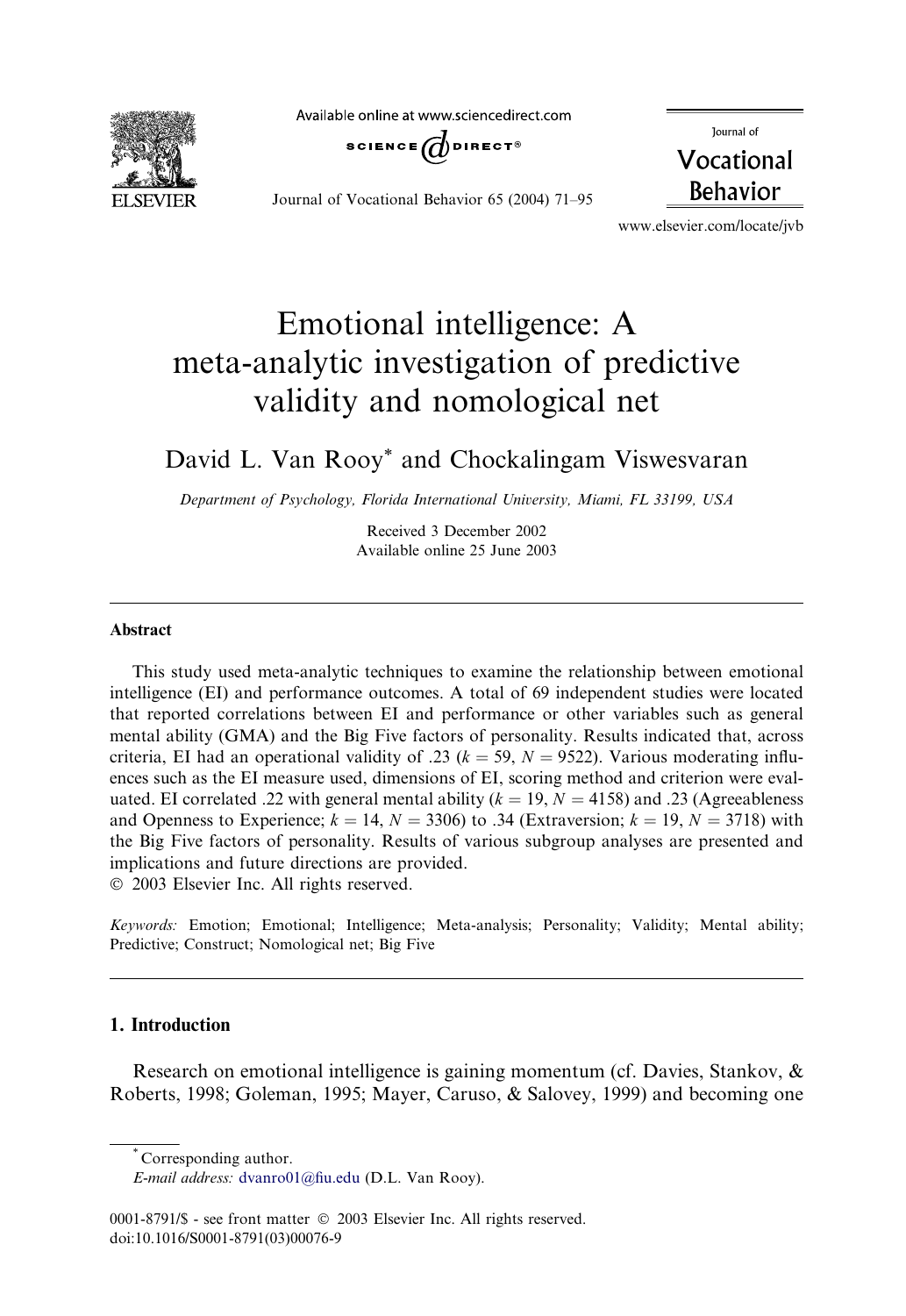# Emotional intelligence: A meta-analytic investigation of predictive validity and nomological net

David L. Van Rooy* and Chockalingam Viswesvaran

*Department of Psychology, Florida International University, Miami, FL 33199, USA*

Received 3 December 2002
Available online 25 June 2003

## Abstract

This study used meta-analytic techniques to examine the relationship between emotional intelligence (EI) and performance outcomes. A total of 69 independent studies were located that reported correlations between EI and performance or other variables such as general mental ability (GMA) and the Big Five factors of personality. Results indicated that, across criteria, EI had an operational validity of .23 ($k = 59$, $N = 9522$). Various moderating influences such as the EI measure used, dimensions of EI, scoring method and criterion were evaluated. EI correlated .22 with general mental ability ($k = 19$, $N = 4158$) and .23 (Agreeableness and Openness to Experience; $k = 14$, $N = 3306$) to .34 (Extraversion; $k = 19$, $N = 3718$) with the Big Five factors of personality. Results of various subgroup analyses are presented and implications and future directions are provided.
© 2003 Elsevier Inc. All rights reserved.

*Keywords:* Emotion; Emotional; Intelligence; Meta-analysis; Personality; Validity; Mental ability; Predictive; Construct; Nomological net; Big Five

## 1. Introduction

Research on emotional intelligence is gaining momentum (cf. Davies, Stankov, & Roberts, 1998; Goleman, 1995; Mayer, Caruso, & Salovey, 1999) and becoming one

---

* Corresponding author.
*E-mail address:* dvanro01@fiu.edu (D.L. Van Rooy).

0001-8791/$ - see front matter © 2003 Elsevier Inc. All rights reserved.
doi:10.1016/S0001-8791(03)00076-9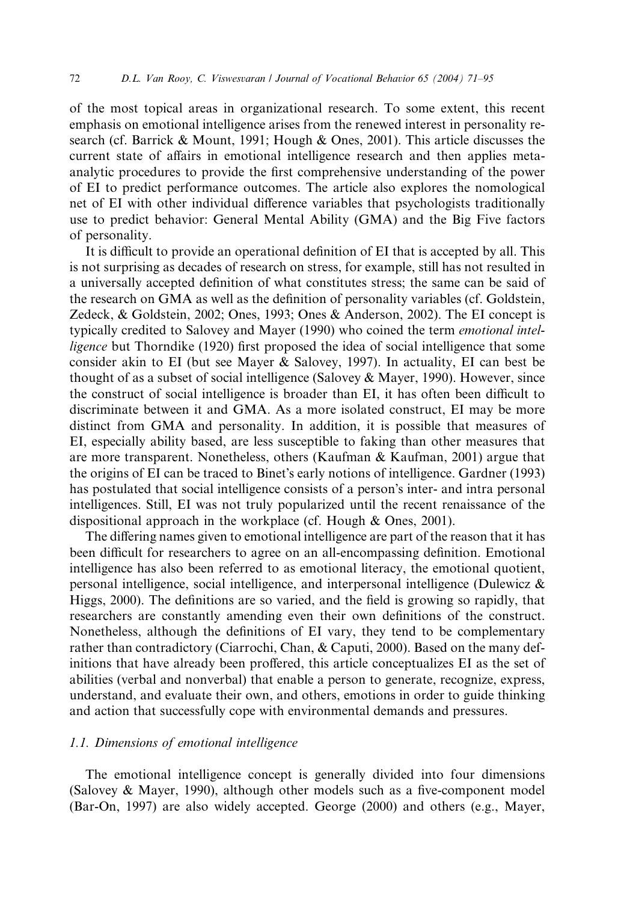of the most topical areas in organizational research. To some extent, this recent emphasis on emotional intelligence arises from the renewed interest in personality research (cf. Barrick & Mount, 1991; Hough & Ones, 2001). This article discusses the current state of affairs in emotional intelligence research and then applies meta-analytic procedures to provide the first comprehensive understanding of the power of EI to predict performance outcomes. The article also explores the nomological net of EI with other individual difference variables that psychologists traditionally use to predict behavior: General Mental Ability (GMA) and the Big Five factors of personality.

It is difficult to provide an operational definition of EI that is accepted by all. This is not surprising as decades of research on stress, for example, still has not resulted in a universally accepted definition of what constitutes stress; the same can be said of the research on GMA as well as the definition of personality variables (cf. Goldstein, Zedeck, & Goldstein, 2002; Ones, 1993; Ones & Anderson, 2002). The EI concept is typically credited to Salovey and Mayer (1990) who coined the term *emotional intelligence* but Thorndike (1920) first proposed the idea of social intelligence that some consider akin to EI (but see Mayer & Salovey, 1997). In actuality, EI can best be thought of as a subset of social intelligence (Salovey & Mayer, 1990). However, since the construct of social intelligence is broader than EI, it has often been difficult to discriminate between it and GMA. As a more isolated construct, EI may be more distinct from GMA and personality. In addition, it is possible that measures of EI, especially ability based, are less susceptible to faking than other measures that are more transparent. Nonetheless, others (Kaufman & Kaufman, 2001) argue that the origins of EI can be traced to Binet's early notions of intelligence. Gardner (1993) has postulated that social intelligence consists of a person's inter- and intra personal intelligences. Still, EI was not truly popularized until the recent renaissance of the dispositional approach in the workplace (cf. Hough & Ones, 2001).

The differing names given to emotional intelligence are part of the reason that it has been difficult for researchers to agree on an all-encompassing definition. Emotional intelligence has also been referred to as emotional literacy, the emotional quotient, personal intelligence, social intelligence, and interpersonal intelligence (Dulewicz & Higgs, 2000). The definitions are so varied, and the field is growing so rapidly, that researchers are constantly amending even their own definitions of the construct. Nonetheless, although the definitions of EI vary, they tend to be complementary rather than contradictory (Ciarrochi, Chan, & Caputi, 2000). Based on the many definitions that have already been proffered, this article conceptualizes EI as the set of abilities (verbal and nonverbal) that enable a person to generate, recognize, express, understand, and evaluate their own, and others, emotions in order to guide thinking and action that successfully cope with environmental demands and pressures.

### 1.1. Dimensions of emotional intelligence

The emotional intelligence concept is generally divided into four dimensions (Salovey & Mayer, 1990), although other models such as a five-component model (Bar-On, 1997) are also widely accepted. George (2000) and others (e.g., Mayer,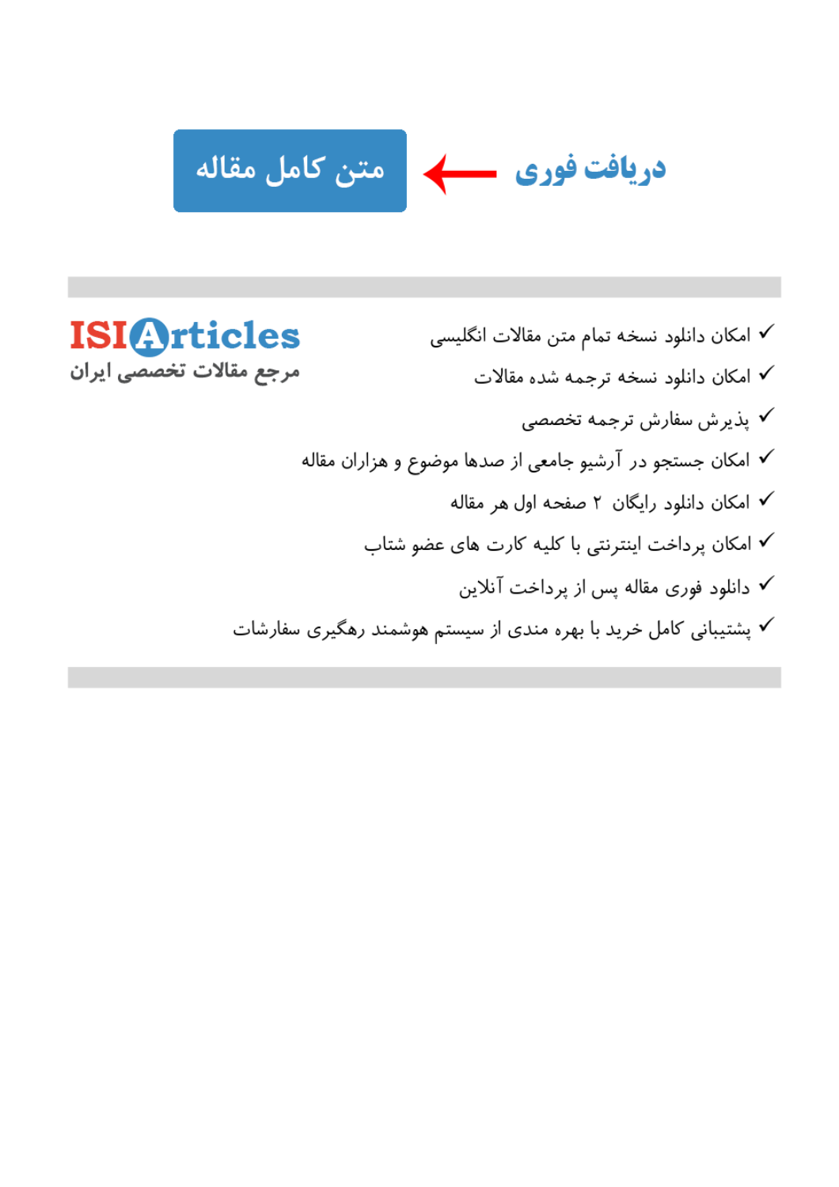دریافت فوری ← **متن کامل مقاله**

**ISIArticles**
مرجع مقالات تخصصی ایران

- ✓ امکان دانلود نسخه تمام متن مقالات انگلیسی
- ✓ امکان دانلود نسخه ترجمه شده مقالات
- ✓ پذیرش سفارش ترجمه تخصصی
- ✓ امکان جستجو در آرشیو جامعی از صدها موضوع و هزاران مقاله
- ✓ امکان دانلود رایگان ۲ صفحه اول هر مقاله
- ✓ امکان پرداخت اینترنتی با کلیه کارت های عضو شتاب
- ✓ دانلود فوری مقاله پس از پرداخت آنلاین
- ✓ پشتیبانی کامل خرید با بهره مندی از سیستم هوشمند رهگیری سفارشات